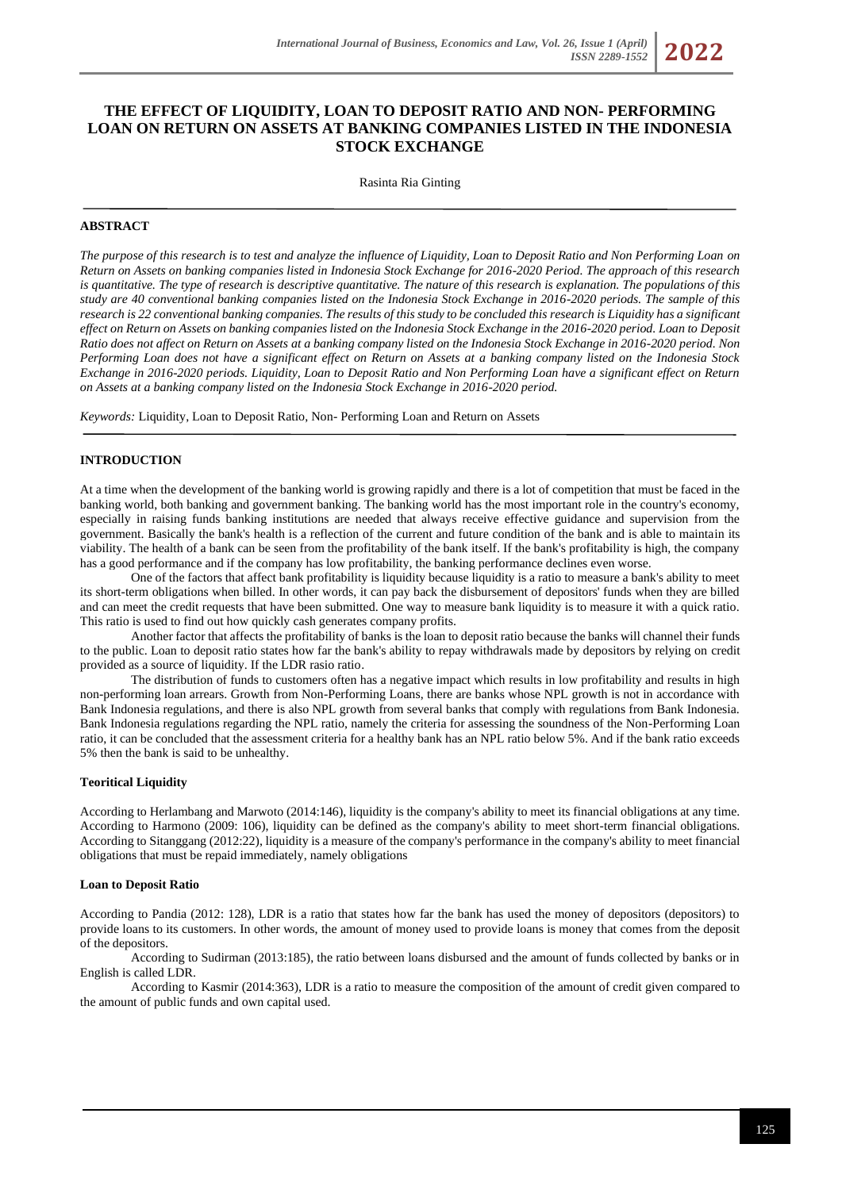# THE EFFECT OF LIQUIDITY, LOAN TO DEPOSIT RATIO AND NON- PERFORMING LOAN ON RETURN ON ASSETS AT BANKING COMPANIES LISTED IN THE INDONESIA STOCK EXCHANGE

Rasinta Ria Ginting

## ABSTRACT

*The purpose of this research is to test and analyze the influence of Liquidity, Loan to Deposit Ratio and Non Performing Loan on Return on Assets on banking companies listed in Indonesia Stock Exchange for 2016-2020 Period. The approach of this research is quantitative. The type of research is descriptive quantitative. The nature of this research is explanation. The populations of this study are 40 conventional banking companies listed on the Indonesia Stock Exchange in 2016-2020 periods. The sample of this research is 22 conventional banking companies. The results of this study to be concluded this research is Liquidity has a significant effect on Return on Assets on banking companies listed on the Indonesia Stock Exchange in the 2016-2020 period. Loan to Deposit Ratio does not affect on Return on Assets at a banking company listed on the Indonesia Stock Exchange in 2016-2020 period. Non Performing Loan does not have a significant effect on Return on Assets at a banking company listed on the Indonesia Stock Exchange in 2016-2020 periods. Liquidity, Loan to Deposit Ratio and Non Performing Loan have a significant effect on Return on Assets at a banking company listed on the Indonesia Stock Exchange in 2016-2020 period.*

*Keywords:* Liquidity, Loan to Deposit Ratio, Non- Performing Loan and Return on Assets

## INTRODUCTION

At a time when the development of the banking world is growing rapidly and there is a lot of competition that must be faced in the banking world, both banking and government banking. The banking world has the most important role in the country's economy, especially in raising funds banking institutions are needed that always receive effective guidance and supervision from the government. Basically the bank's health is a reflection of the current and future condition of the bank and is able to maintain its viability. The health of a bank can be seen from the profitability of the bank itself. If the bank's profitability is high, the company has a good performance and if the company has low profitability, the banking performance declines even worse.

One of the factors that affect bank profitability is liquidity because liquidity is a ratio to measure a bank's ability to meet its short-term obligations when billed. In other words, it can pay back the disbursement of depositors' funds when they are billed and can meet the credit requests that have been submitted. One way to measure bank liquidity is to measure it with a quick ratio. This ratio is used to find out how quickly cash generates company profits.

Another factor that affects the profitability of banks is the loan to deposit ratio because the banks will channel their funds to the public. Loan to deposit ratio states how far the bank's ability to repay withdrawals made by depositors by relying on credit provided as a source of liquidity. If the LDR rasio ratio.

The distribution of funds to customers often has a negative impact which results in low profitability and results in high non-performing loan arrears. Growth from Non-Performing Loans, there are banks whose NPL growth is not in accordance with Bank Indonesia regulations, and there is also NPL growth from several banks that comply with regulations from Bank Indonesia. Bank Indonesia regulations regarding the NPL ratio, namely the criteria for assessing the soundness of the Non-Performing Loan ratio, it can be concluded that the assessment criteria for a healthy bank has an NPL ratio below 5%. And if the bank ratio exceeds 5% then the bank is said to be unhealthy.

### Teoritical Liquidity

According to Herlambang and Marwoto (2014:146), liquidity is the company's ability to meet its financial obligations at any time. According to Harmono (2009: 106), liquidity can be defined as the company's ability to meet short-term financial obligations. According to Sitanggang (2012:22), liquidity is a measure of the company's performance in the company's ability to meet financial obligations that must be repaid immediately, namely obligations

### Loan to Deposit Ratio

According to Pandia (2012: 128), LDR is a ratio that states how far the bank has used the money of depositors (depositors) to provide loans to its customers. In other words, the amount of money used to provide loans is money that comes from the deposit of the depositors.

According to Sudirman (2013:185), the ratio between loans disbursed and the amount of funds collected by banks or in English is called LDR.

According to Kasmir (2014:363), LDR is a ratio to measure the composition of the amount of credit given compared to the amount of public funds and own capital used.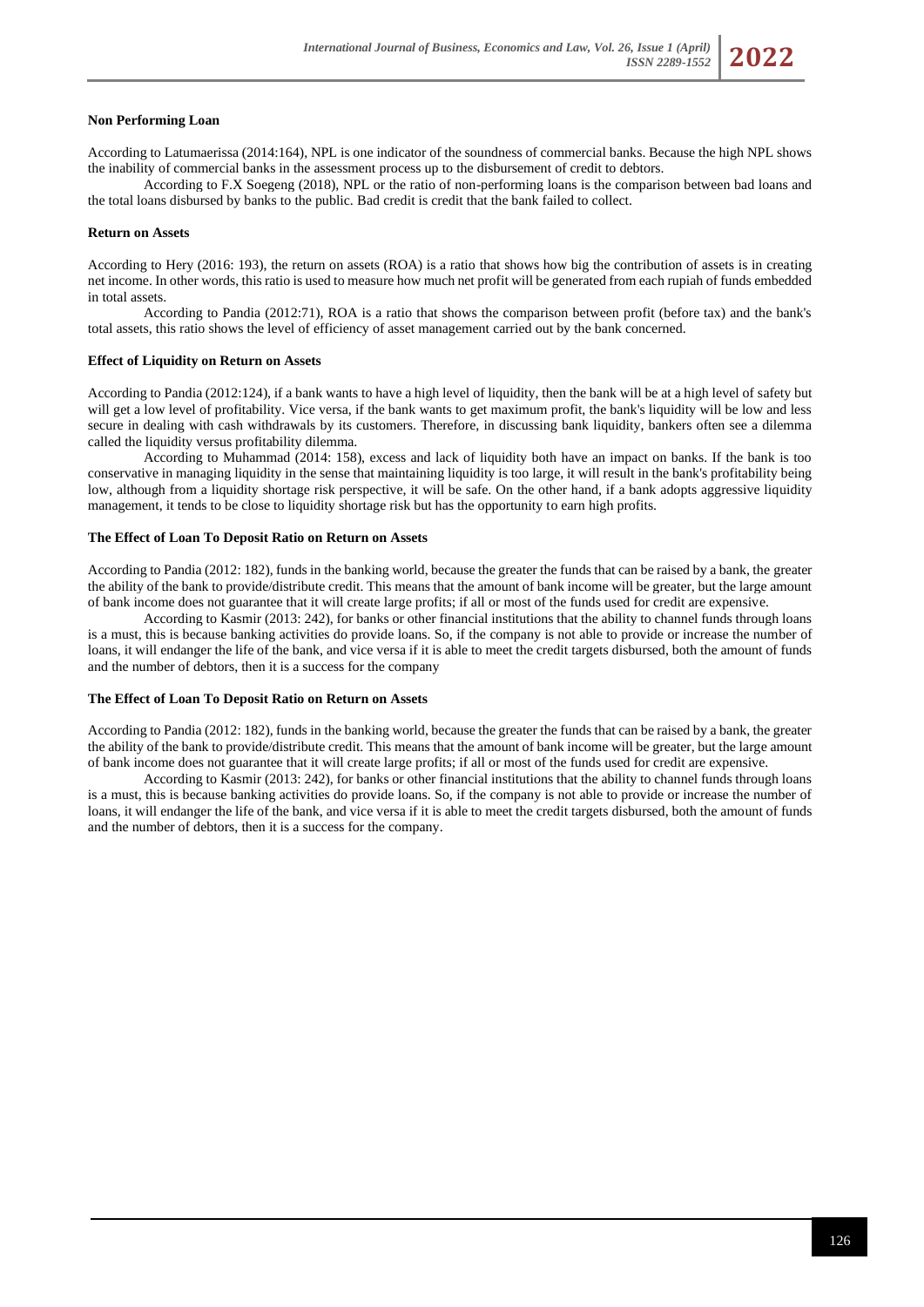**Non Performing Loan**

According to Latumaerissa (2014:164), NPL is one indicator of the soundness of commercial banks. Because the high NPL shows the inability of commercial banks in the assessment process up to the disbursement of credit to debtors.

According to F.X Soegeng (2018), NPL or the ratio of non-performing loans is the comparison between bad loans and the total loans disbursed by banks to the public. Bad credit is credit that the bank failed to collect.

**Return on Assets**

According to Hery (2016: 193), the return on assets (ROA) is a ratio that shows how big the contribution of assets is in creating net income. In other words, this ratio is used to measure how much net profit will be generated from each rupiah of funds embedded in total assets.

According to Pandia (2012:71), ROA is a ratio that shows the comparison between profit (before tax) and the bank's total assets, this ratio shows the level of efficiency of asset management carried out by the bank concerned.

**Effect of Liquidity on Return on Assets**

According to Pandia (2012:124), if a bank wants to have a high level of liquidity, then the bank will be at a high level of safety but will get a low level of profitability. Vice versa, if the bank wants to get maximum profit, the bank's liquidity will be low and less secure in dealing with cash withdrawals by its customers. Therefore, in discussing bank liquidity, bankers often see a dilemma called the liquidity versus profitability dilemma.

According to Muhammad (2014: 158), excess and lack of liquidity both have an impact on banks. If the bank is too conservative in managing liquidity in the sense that maintaining liquidity is too large, it will result in the bank's profitability being low, although from a liquidity shortage risk perspective, it will be safe. On the other hand, if a bank adopts aggressive liquidity management, it tends to be close to liquidity shortage risk but has the opportunity to earn high profits.

**The Effect of Loan To Deposit Ratio on Return on Assets**

According to Pandia (2012: 182), funds in the banking world, because the greater the funds that can be raised by a bank, the greater the ability of the bank to provide/distribute credit. This means that the amount of bank income will be greater, but the large amount of bank income does not guarantee that it will create large profits; if all or most of the funds used for credit are expensive.

According to Kasmir (2013: 242), for banks or other financial institutions that the ability to channel funds through loans is a must, this is because banking activities do provide loans. So, if the company is not able to provide or increase the number of loans, it will endanger the life of the bank, and vice versa if it is able to meet the credit targets disbursed, both the amount of funds and the number of debtors, then it is a success for the company

**The Effect of Loan To Deposit Ratio on Return on Assets**

According to Pandia (2012: 182), funds in the banking world, because the greater the funds that can be raised by a bank, the greater the ability of the bank to provide/distribute credit. This means that the amount of bank income will be greater, but the large amount of bank income does not guarantee that it will create large profits; if all or most of the funds used for credit are expensive.

According to Kasmir (2013: 242), for banks or other financial institutions that the ability to channel funds through loans is a must, this is because banking activities do provide loans. So, if the company is not able to provide or increase the number of loans, it will endanger the life of the bank, and vice versa if it is able to meet the credit targets disbursed, both the amount of funds and the number of debtors, then it is a success for the company.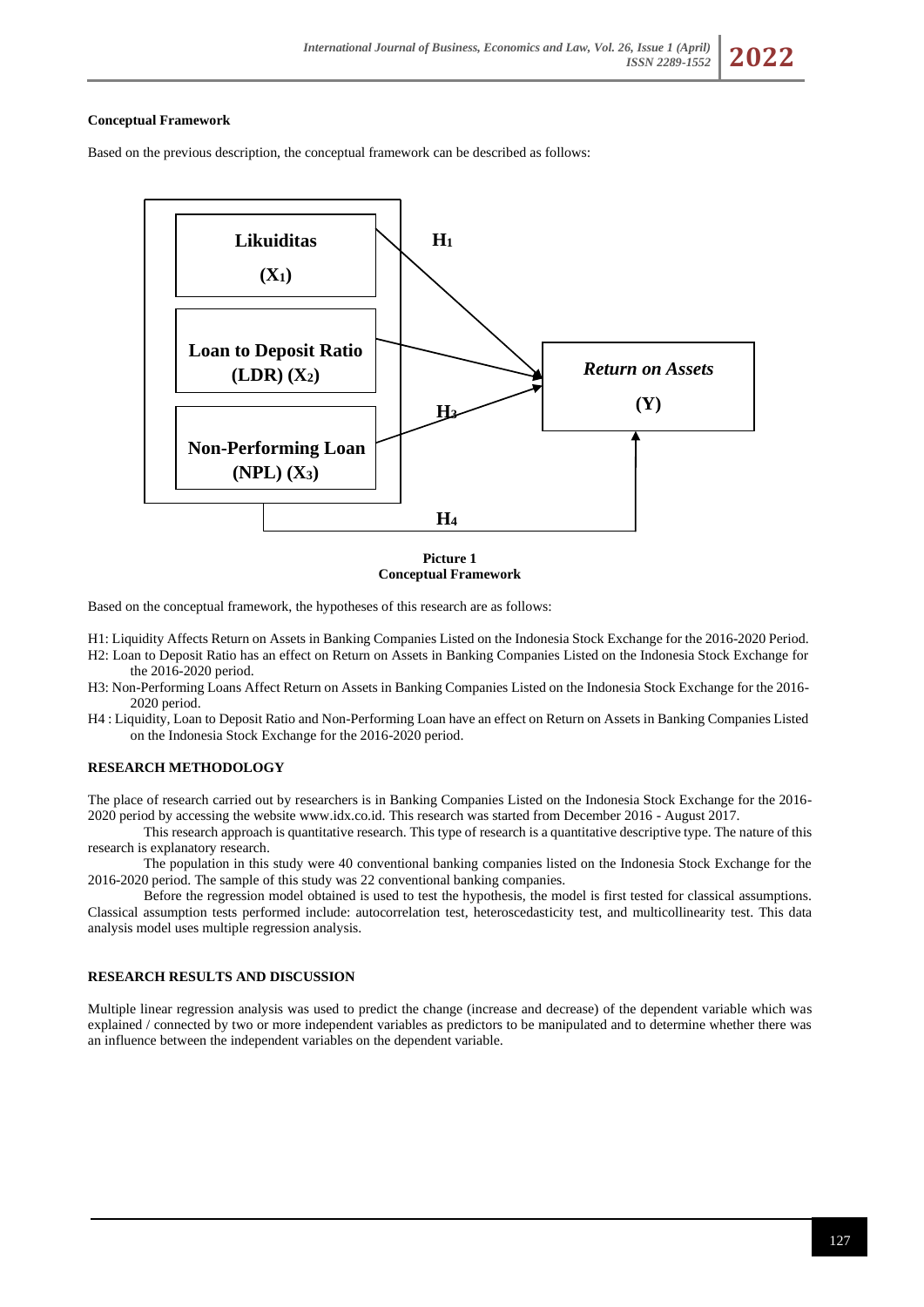**Conceptual Framework**

Based on the previous description, the conceptual framework can be described as follows:

**Picture 1**
**Conceptual Framework**

Based on the conceptual framework, the hypotheses of this research are as follows:

H1: Liquidity Affects Return on Assets in Banking Companies Listed on the Indonesia Stock Exchange for the 2016-2020 Period.
H2: Loan to Deposit Ratio has an effect on Return on Assets in Banking Companies Listed on the Indonesia Stock Exchange for the 2016-2020 period.
H3: Non-Performing Loans Affect Return on Assets in Banking Companies Listed on the Indonesia Stock Exchange for the 2016-2020 period.
H4 : Liquidity, Loan to Deposit Ratio and Non-Performing Loan have an effect on Return on Assets in Banking Companies Listed on the Indonesia Stock Exchange for the 2016-2020 period.

## RESEARCH METHODOLOGY

The place of research carried out by researchers is in Banking Companies Listed on the Indonesia Stock Exchange for the 2016-2020 period by accessing the website www.idx.co.id. This research was started from December 2016 - August 2017.

This research approach is quantitative research. This type of research is a quantitative descriptive type. The nature of this research is explanatory research.

The population in this study were 40 conventional banking companies listed on the Indonesia Stock Exchange for the 2016-2020 period. The sample of this study was 22 conventional banking companies.

Before the regression model obtained is used to test the hypothesis, the model is first tested for classical assumptions. Classical assumption tests performed include: autocorrelation test, heteroscedasticity test, and multicollinearity test. This data analysis model uses multiple regression analysis.

## RESEARCH RESULTS AND DISCUSSION

Multiple linear regression analysis was used to predict the change (increase and decrease) of the dependent variable which was explained / connected by two or more independent variables as predictors to be manipulated and to determine whether there was an influence between the independent variables on the dependent variable.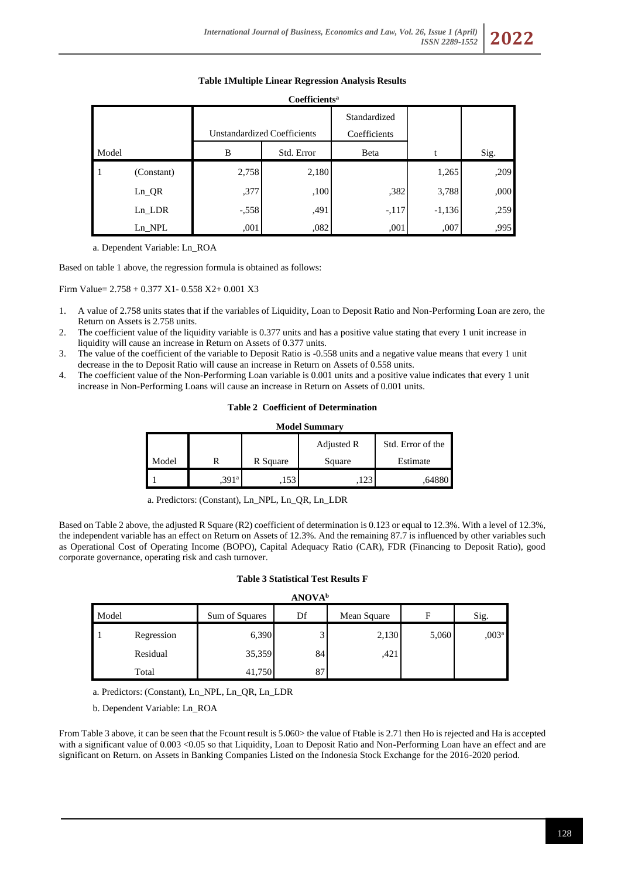**Table 1Multiple Linear Regression Analysis Results**

**Coefficients[a]**

| Model | | Unstandardized Coefficients | | Standardized Coefficients | t | Sig. |
|---|---|---|---|---|---|---|
| | | B | Std. Error | Beta | | |
| 1 | (Constant) | 2,758 | 2,180 | | 1,265 | ,209 |
| | Ln_QR | ,377 | ,100 | ,382 | 3,788 | ,000 |
| | Ln_LDR | -,558 | ,491 | -,117 | -1,136 | ,259 |
| | Ln_NPL | ,001 | ,082 | ,001 | ,007 | ,995 |

a. Dependent Variable: Ln_ROA

Based on table 1 above, the regression formula is obtained as follows:

Firm Value= 2.758 + 0.377 X1- 0.558 X2+ 0.001 X3

1. A value of 2.758 units states that if the variables of Liquidity, Loan to Deposit Ratio and Non-Performing Loan are zero, the Return on Assets is 2.758 units.
2. The coefficient value of the liquidity variable is 0.377 units and has a positive value stating that every 1 unit increase in liquidity will cause an increase in Return on Assets of 0.377 units.
3. The value of the coefficient of the variable to Deposit Ratio is -0.558 units and a negative value means that every 1 unit decrease in the to Deposit Ratio will cause an increase in Return on Assets of 0.558 units.
4. The coefficient value of the Non-Performing Loan variable is 0.001 units and a positive value indicates that every 1 unit increase in Non-Performing Loans will cause an increase in Return on Assets of 0.001 units.

**Table 2 Coefficient of Determination**

**Model Summary**

| Model | R | R Square | Adjusted R Square | Std. Error of the Estimate |
|---|---|---|---|---|
| 1 | ,391[a] | ,153 | ,123 | ,64880 |

a. Predictors: (Constant), Ln_NPL, Ln_QR, Ln_LDR

Based on Table 2 above, the adjusted R Square (R2) coefficient of determination is 0.123 or equal to 12.3%. With a level of 12.3%, the independent variable has an effect on Return on Assets of 12.3%. And the remaining 87.7 is influenced by other variables such as Operational Cost of Operating Income (BOPO), Capital Adequacy Ratio (CAR), FDR (Financing to Deposit Ratio), good corporate governance, operating risk and cash turnover.

**Table 3 Statistical Test Results F**

**ANOVA[b]**

| Model | | Sum of Squares | Df | Mean Square | F | Sig. |
|---|---|---|---|---|---|---|
| 1 | Regression | 6,390 | 3 | 2,130 | 5,060 | ,003[a] |
| | Residual | 35,359 | 84 | ,421 | | |
| | Total | 41,750 | 87 | | | |

a. Predictors: (Constant), Ln_NPL, Ln_QR, Ln_LDR

b. Dependent Variable: Ln_ROA

From Table 3 above, it can be seen that the Fcount result is 5.060> the value of Ftable is 2.71 then Ho is rejected and Ha is accepted with a significant value of 0.003 <0.05 so that Liquidity, Loan to Deposit Ratio and Non-Performing Loan have an effect and are significant on Return. on Assets in Banking Companies Listed on the Indonesia Stock Exchange for the 2016-2020 period.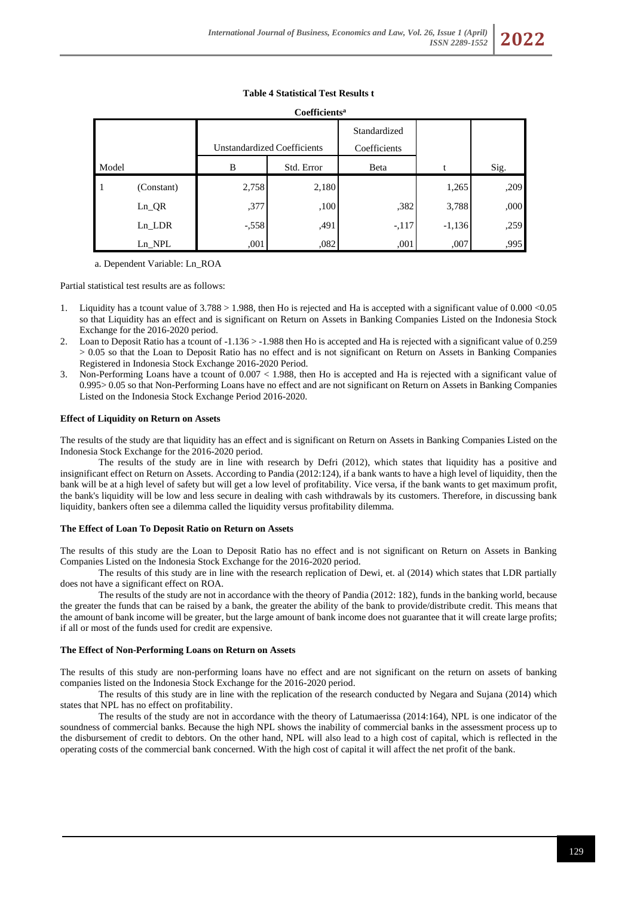**Table 4 Statistical Test Results t**

**Coefficients[a]**

| Model | | Unstandardized Coefficients | | Standardized Coefficients | t | Sig. |
|---|---|---|---|---|---|---|
| | | B | Std. Error | Beta | | |
| 1 | (Constant) | 2,758 | 2,180 | | 1,265 | ,209 |
| | Ln_QR | ,377 | ,100 | ,382 | 3,788 | ,000 |
| | Ln_LDR | -,558 | ,491 | -,117 | -1,136 | ,259 |
| | Ln_NPL | ,001 | ,082 | ,001 | ,007 | ,995 |

a. Dependent Variable: Ln_ROA

Partial statistical test results are as follows:

1. Liquidity has a tcount value of 3.788 > 1.988, then Ho is rejected and Ha is accepted with a significant value of 0.000 <0.05 so that Liquidity has an effect and is significant on Return on Assets in Banking Companies Listed on the Indonesia Stock Exchange for the 2016-2020 period.
2. Loan to Deposit Ratio has a tcount of -1.136 > -1.988 then Ho is accepted and Ha is rejected with a significant value of 0.259 > 0.05 so that the Loan to Deposit Ratio has no effect and is not significant on Return on Assets in Banking Companies Registered in Indonesia Stock Exchange 2016-2020 Period.
3. Non-Performing Loans have a tcount of 0.007 < 1.988, then Ho is accepted and Ha is rejected with a significant value of 0.995> 0.05 so that Non-Performing Loans have no effect and are not significant on Return on Assets in Banking Companies Listed on the Indonesia Stock Exchange Period 2016-2020.

**Effect of Liquidity on Return on Assets**

The results of the study are that liquidity has an effect and is significant on Return on Assets in Banking Companies Listed on the Indonesia Stock Exchange for the 2016-2020 period.

The results of the study are in line with research by Defri (2012), which states that liquidity has a positive and insignificant effect on Return on Assets. According to Pandia (2012:124), if a bank wants to have a high level of liquidity, then the bank will be at a high level of safety but will get a low level of profitability. Vice versa, if the bank wants to get maximum profit, the bank's liquidity will be low and less secure in dealing with cash withdrawals by its customers. Therefore, in discussing bank liquidity, bankers often see a dilemma called the liquidity versus profitability dilemma.

**The Effect of Loan To Deposit Ratio on Return on Assets**

The results of this study are the Loan to Deposit Ratio has no effect and is not significant on Return on Assets in Banking Companies Listed on the Indonesia Stock Exchange for the 2016-2020 period.

The results of this study are in line with the research replication of Dewi, et. al (2014) which states that LDR partially does not have a significant effect on ROA.

The results of the study are not in accordance with the theory of Pandia (2012: 182), funds in the banking world, because the greater the funds that can be raised by a bank, the greater the ability of the bank to provide/distribute credit. This means that the amount of bank income will be greater, but the large amount of bank income does not guarantee that it will create large profits; if all or most of the funds used for credit are expensive.

**The Effect of Non-Performing Loans on Return on Assets**

The results of this study are non-performing loans have no effect and are not significant on the return on assets of banking companies listed on the Indonesia Stock Exchange for the 2016-2020 period.

The results of this study are in line with the replication of the research conducted by Negara and Sujana (2014) which states that NPL has no effect on profitability.

The results of the study are not in accordance with the theory of Latumaerissa (2014:164), NPL is one indicator of the soundness of commercial banks. Because the high NPL shows the inability of commercial banks in the assessment process up to the disbursement of credit to debtors. On the other hand, NPL will also lead to a high cost of capital, which is reflected in the operating costs of the commercial bank concerned. With the high cost of capital it will affect the net profit of the bank.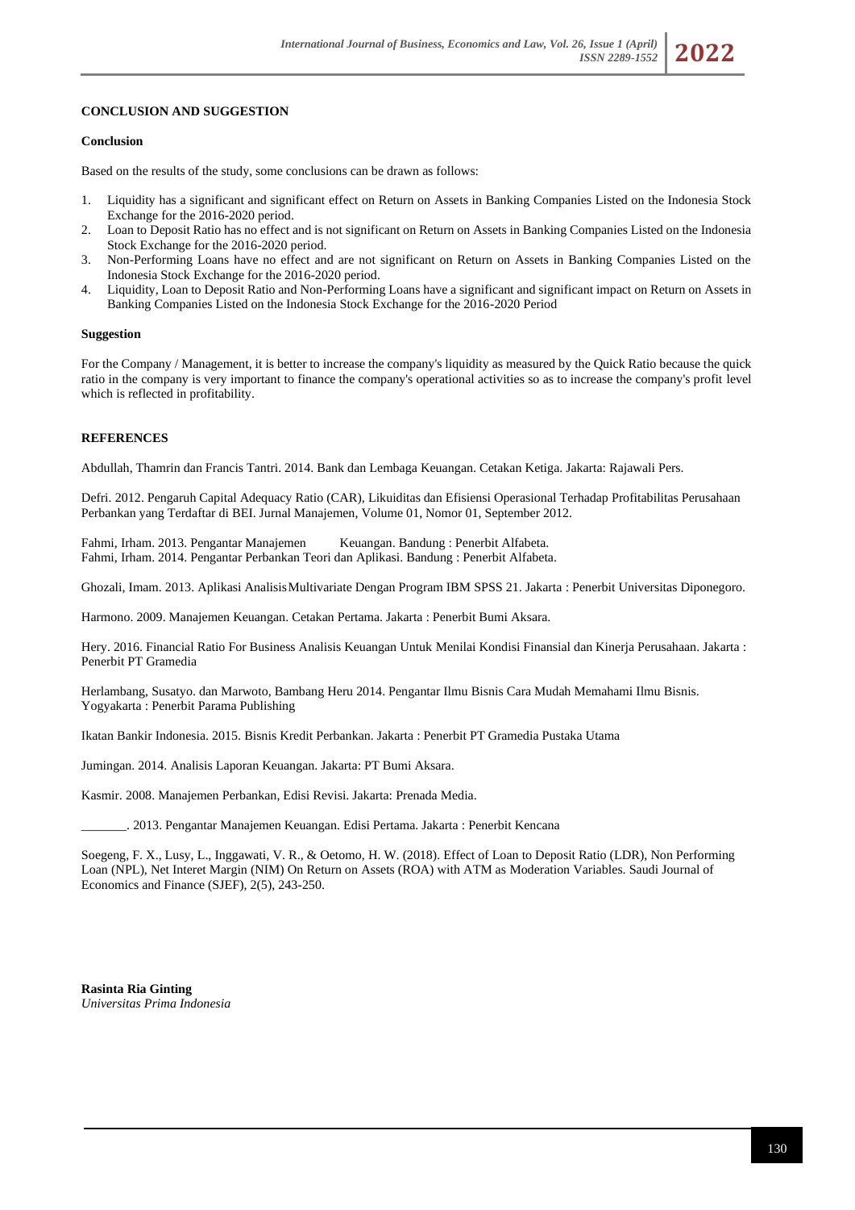## CONCLUSION AND SUGGESTION

### Conclusion

Based on the results of the study, some conclusions can be drawn as follows:

1. Liquidity has a significant and significant effect on Return on Assets in Banking Companies Listed on the Indonesia Stock Exchange for the 2016-2020 period.
2. Loan to Deposit Ratio has no effect and is not significant on Return on Assets in Banking Companies Listed on the Indonesia Stock Exchange for the 2016-2020 period.
3. Non-Performing Loans have no effect and are not significant on Return on Assets in Banking Companies Listed on the Indonesia Stock Exchange for the 2016-2020 period.
4. Liquidity, Loan to Deposit Ratio and Non-Performing Loans have a significant and significant impact on Return on Assets in Banking Companies Listed on the Indonesia Stock Exchange for the 2016-2020 Period

### Suggestion

For the Company / Management, it is better to increase the company's liquidity as measured by the Quick Ratio because the quick ratio in the company is very important to finance the company's operational activities so as to increase the company's profit level which is reflected in profitability.

## REFERENCES

Abdullah, Thamrin dan Francis Tantri. 2014. Bank dan Lembaga Keuangan. Cetakan Ketiga. Jakarta: Rajawali Pers.

Defri. 2012. Pengaruh Capital Adequacy Ratio (CAR), Likuiditas dan Efisiensi Operasional Terhadap Profitabilitas Perusahaan Perbankan yang Terdaftar di BEI. Jurnal Manajemen, Volume 01, Nomor 01, September 2012.

Fahmi, Irham. 2013. Pengantar Manajemen Keuangan. Bandung : Penerbit Alfabeta.
Fahmi, Irham. 2014. Pengantar Perbankan Teori dan Aplikasi. Bandung : Penerbit Alfabeta.

Ghozali, Imam. 2013. Aplikasi Analisis Multivariate Dengan Program IBM SPSS 21. Jakarta : Penerbit Universitas Diponegoro.

Harmono. 2009. Manajemen Keuangan. Cetakan Pertama. Jakarta : Penerbit Bumi Aksara.

Hery. 2016. Financial Ratio For Business Analisis Keuangan Untuk Menilai Kondisi Finansial dan Kinerja Perusahaan. Jakarta : Penerbit PT Gramedia

Herlambang, Susatyo. dan Marwoto, Bambang Heru 2014. Pengantar Ilmu Bisnis Cara Mudah Memahami Ilmu Bisnis. Yogyakarta : Penerbit Parama Publishing

Ikatan Bankir Indonesia. 2015. Bisnis Kredit Perbankan. Jakarta : Penerbit PT Gramedia Pustaka Utama

Jumingan. 2014. Analisis Laporan Keuangan. Jakarta: PT Bumi Aksara.

Kasmir. 2008. Manajemen Perbankan, Edisi Revisi. Jakarta: Prenada Media.

_______. 2013. Pengantar Manajemen Keuangan. Edisi Pertama. Jakarta : Penerbit Kencana

Soegeng, F. X., Lusy, L., Inggawati, V. R., & Oetomo, H. W. (2018). Effect of Loan to Deposit Ratio (LDR), Non Performing Loan (NPL), Net Interet Margin (NIM) On Return on Assets (ROA) with ATM as Moderation Variables. Saudi Journal of Economics and Finance (SJEF), 2(5), 243-250.

**Rasinta Ria Ginting**
*Universitas Prima Indonesia*